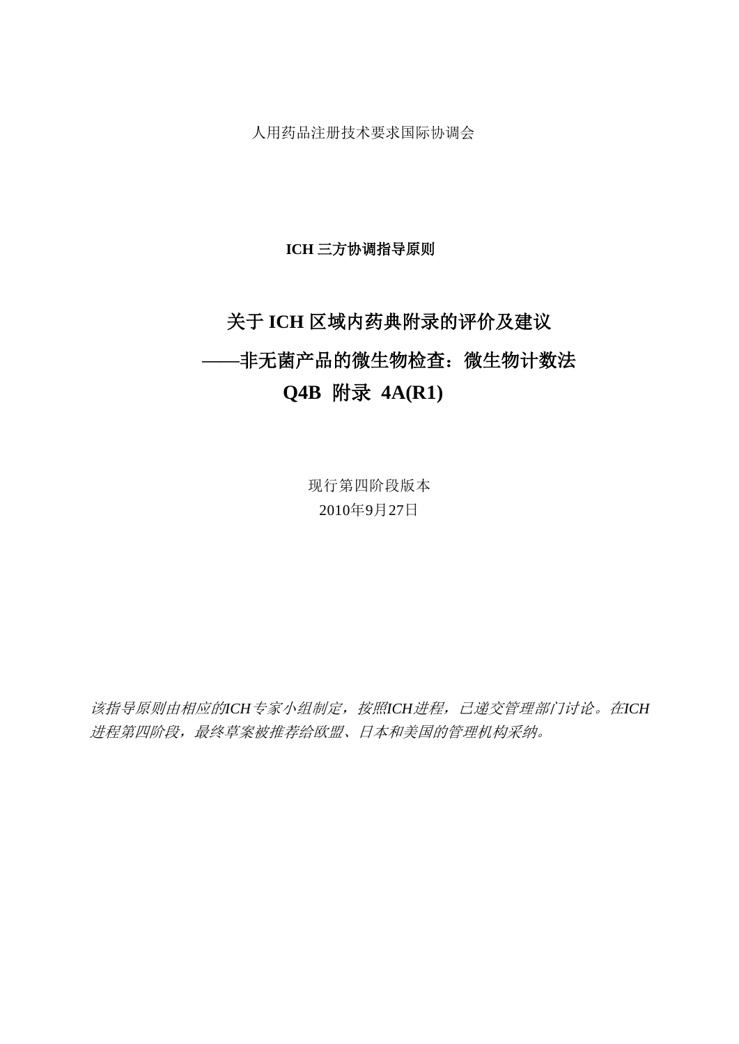人用药品注册技术要求国际协调会

**ICH 三方协调指导原则**

# 关于 ICH 区域内药典附录的评价及建议

# ——非无菌产品的微生物检查：微生物计数法

# Q4B 附录 4A(R1)

现行第四阶段版本

2010年9月27日

*该指导原则由相应的ICH专家小组制定，按照ICH进程，已递交管理部门讨论。在ICH进程第四阶段，最终草案被推荐给欧盟、日本和美国的管理机构采纳。*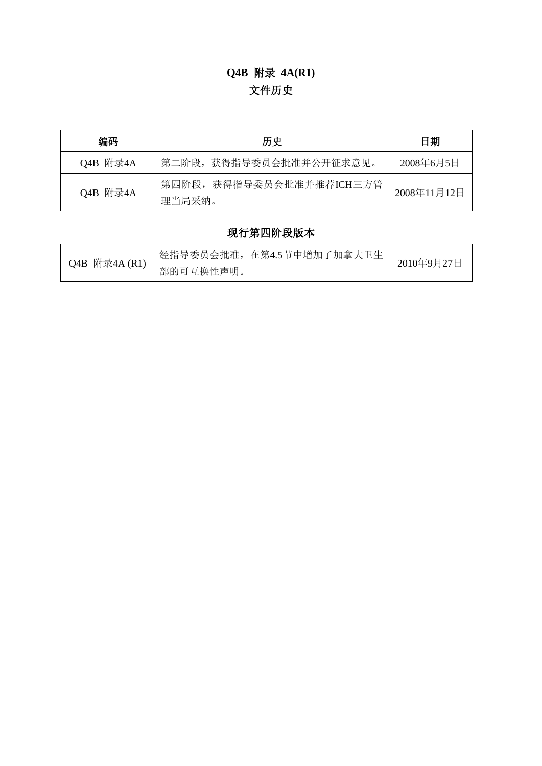# Q4B 附录 4A(R1)

## 文件历史

| 编码 | 历史 | 日期 |
| --- | --- | --- |
| Q4B 附录4A | 第二阶段，获得指导委员会批准并公开征求意见。 | 2008年6月5日 |
| Q4B 附录4A | 第四阶段，获得指导委员会批准并推荐ICH三方管理当局采纳。 | 2008年11月12日 |

## 现行第四阶段版本

| | | |
| --- | --- | --- |
| Q4B 附录4A (R1) | 经指导委员会批准，在第4.5节中增加了加拿大卫生部的可互换性声明。 | 2010年9月27日 |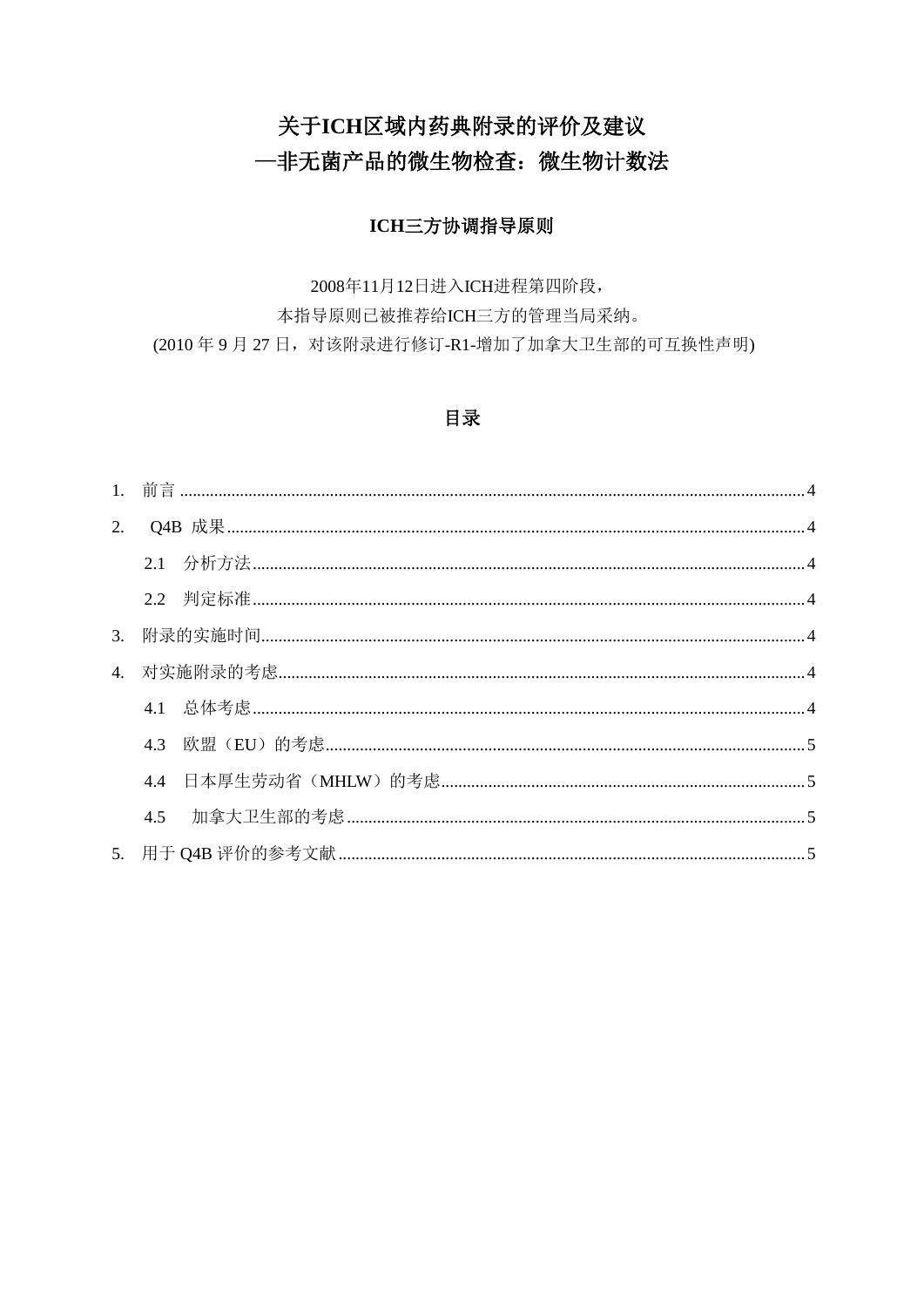# 关于ICH区域内药典附录的评价及建议
# —非无菌产品的微生物检查：微生物计数法

## ICH三方协调指导原则

2008年11月12日进入ICH进程第四阶段，

本指导原则已被推荐给ICH三方的管理当局采纳。

(2010 年 9 月 27 日，对该附录进行修订-R1-增加了加拿大卫生部的可互换性声明)

## 目录

1. 前言 ........................................................................................................................................4
2. Q4B 成果 ...................................................................................................................................4
   - 2.1 分析方法 ............................................................................................................................4
   - 2.2 判定标准 ............................................................................................................................4
3. 附录的实施时间 ..........................................................................................................................4
4. 对实施附录的考虑 .......................................................................................................................4
   - 4.1 总体考虑 ............................................................................................................................4
   - 4.3 欧盟（EU）的考虑 ..............................................................................................................5
   - 4.4 日本厚生劳动省（MHLW）的考虑 .........................................................................................5
   - 4.5 加拿大卫生部的考虑 ............................................................................................................5
5. 用于 Q4B 评价的参考文献 ...........................................................................................................5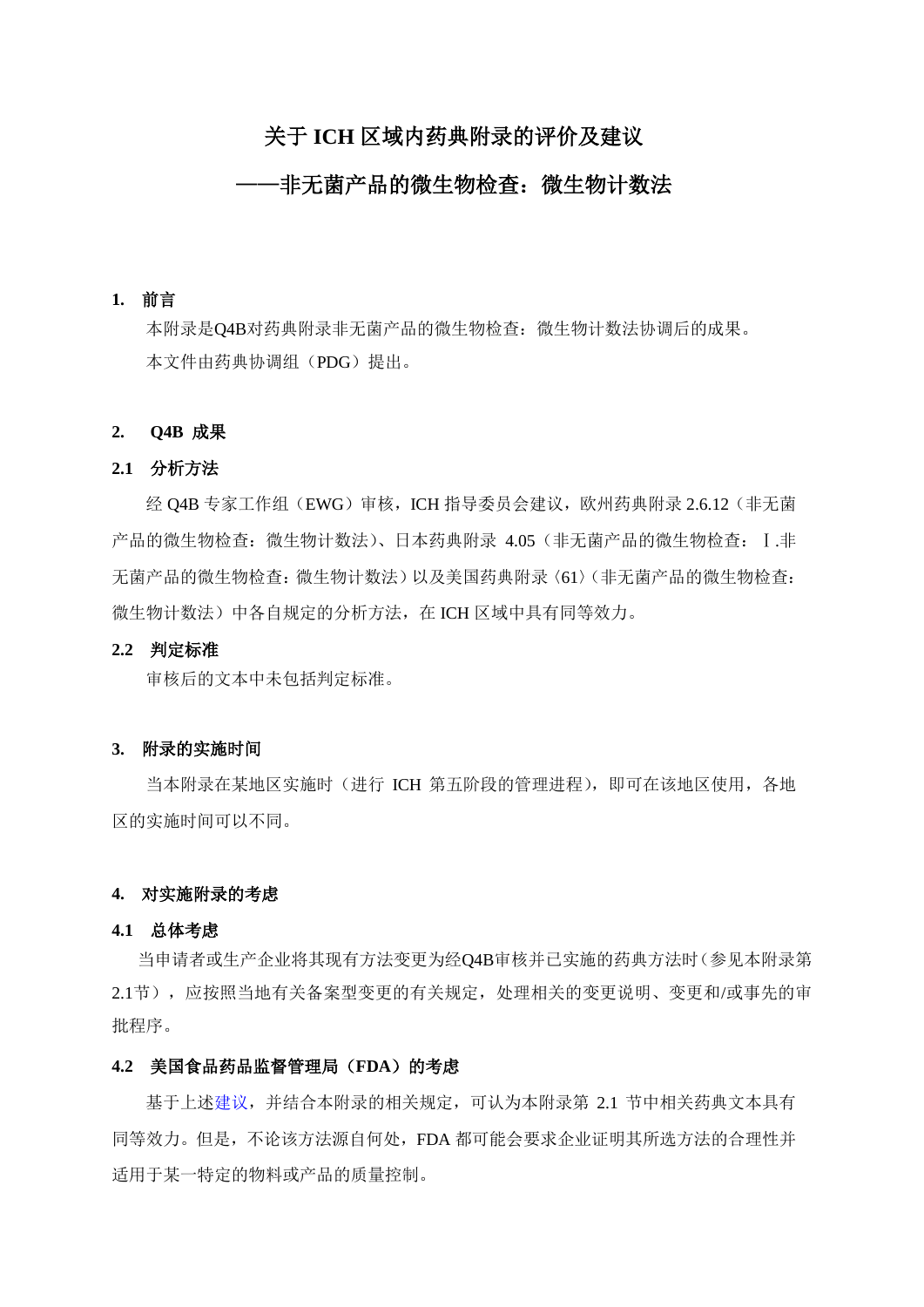# 关于 ICH 区域内药典附录的评价及建议

## ——非无菌产品的微生物检查：微生物计数法

### 1. 前言

本附录是Q4B对药典附录非无菌产品的微生物检查：微生物计数法协调后的成果。

本文件由药典协调组（PDG）提出。

### 2. Q4B 成果

#### 2.1 分析方法

经 Q4B 专家工作组（EWG）审核，ICH 指导委员会建议，欧州药典附录 2.6.12（非无菌产品的微生物检查：微生物计数法）、日本药典附录 4.05（非无菌产品的微生物检查：Ⅰ.非无菌产品的微生物检查：微生物计数法）以及美国药典附录〈61〉（非无菌产品的微生物检查：微生物计数法）中各自规定的分析方法，在 ICH 区域中具有同等效力。

#### 2.2 判定标准

审核后的文本中未包括判定标准。

### 3. 附录的实施时间

当本附录在某地区实施时（进行 ICH 第五阶段的管理进程），即可在该地区使用，各地区的实施时间可以不同。

### 4. 对实施附录的考虑

#### 4.1 总体考虑

当申请者或生产企业将其现有方法变更为经Q4B审核并已实施的药典方法时（参见本附录第2.1节），应按照当地有关备案型变更的有关规定，处理相关的变更说明、变更和/或事先的审批程序。

#### 4.2 美国食品药品监督管理局（FDA）的考虑

基于上述建议，并结合本附录的相关规定，可认为本附录第 2.1 节中相关药典文本具有同等效力。但是，不论该方法源自何处，FDA 都可能会要求企业证明其所选方法的合理性并适用于某一特定的物料或产品的质量控制。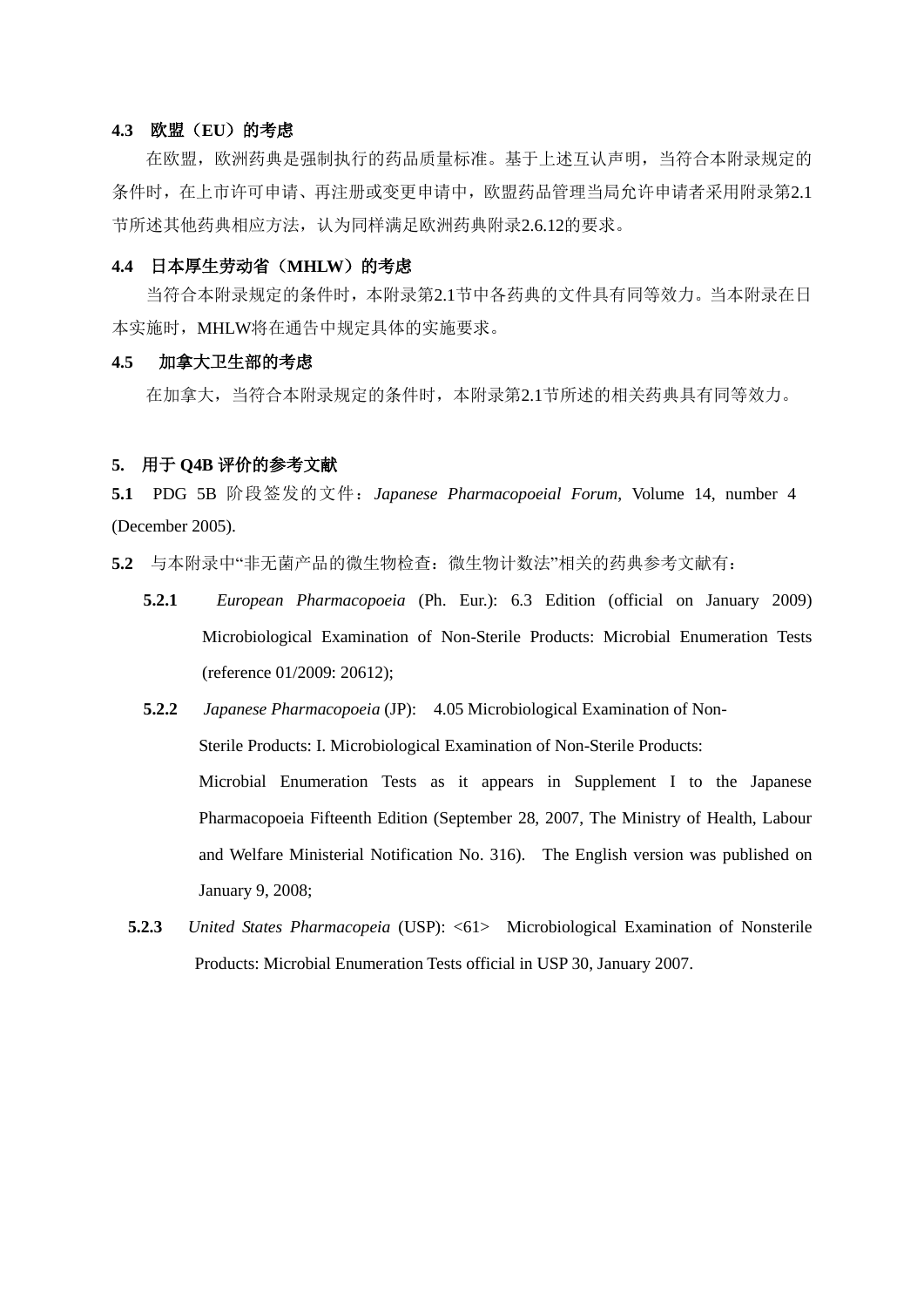**4.3 欧盟（EU）的考虑**

在欧盟，欧洲药典是强制执行的药品质量标准。基于上述互认声明，当符合本附录规定的条件时，在上市许可申请、再注册或变更申请中，欧盟药品管理当局允许申请者采用附录第2.1节所述其他药典相应方法，认为同样满足欧洲药典附录2.6.12的要求。

**4.4 日本厚生劳动省（MHLW）的考虑**

当符合本附录规定的条件时，本附录第2.1节中各药典的文件具有同等效力。当本附录在日本实施时，MHLW将在通告中规定具体的实施要求。

**4.5 加拿大卫生部的考虑**

在加拿大，当符合本附录规定的条件时，本附录第2.1节所述的相关药典具有同等效力。

**5. 用于 Q4B 评价的参考文献**

**5.1** PDG 5B 阶段签发的文件：*Japanese Pharmacopoeial Forum*, Volume 14, number 4 (December 2005).

**5.2** 与本附录中“非无菌产品的微生物检查：微生物计数法”相关的药典参考文献有：

- **5.2.1** *European Pharmacopoeia* (Ph. Eur.): 6.3 Edition (official on January 2009) Microbiological Examination of Non-Sterile Products: Microbial Enumeration Tests (reference 01/2009: 20612);
- **5.2.2** *Japanese Pharmacopoeia* (JP): 4.05 Microbiological Examination of Non-Sterile Products: I. Microbiological Examination of Non-Sterile Products: Microbial Enumeration Tests as it appears in Supplement I to the Japanese Pharmacopoeia Fifteenth Edition (September 28, 2007, The Ministry of Health, Labour and Welfare Ministerial Notification No. 316). The English version was published on January 9, 2008;
- **5.2.3** *United States Pharmacopeia* (USP): <61> Microbiological Examination of Nonsterile Products: Microbial Enumeration Tests official in USP 30, January 2007.